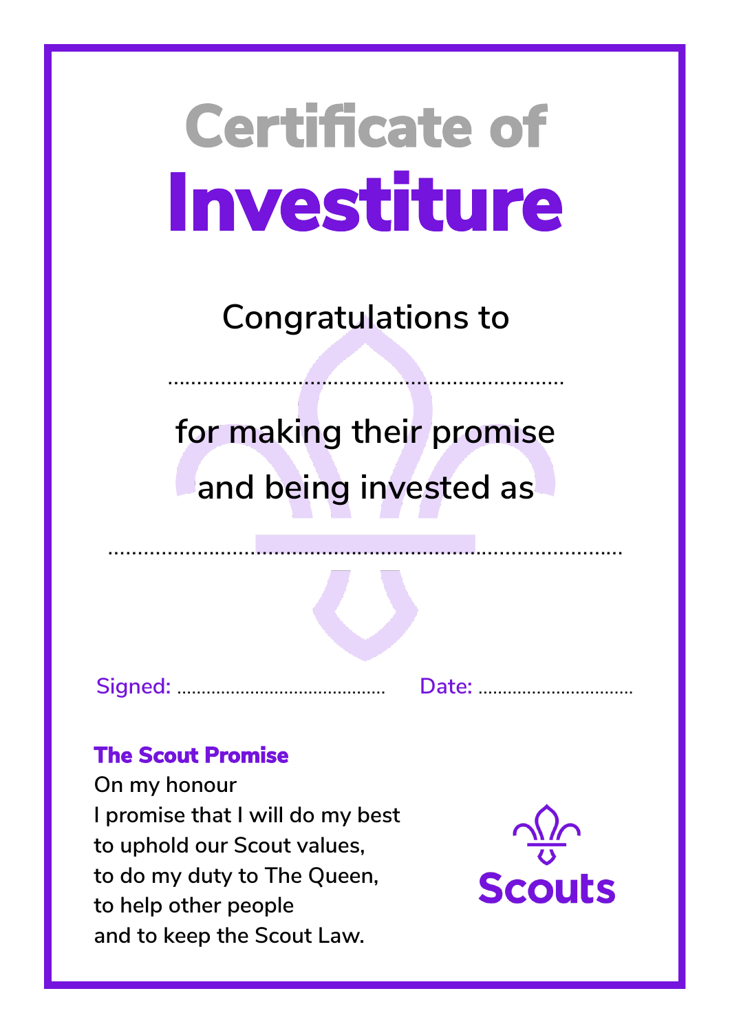# Certificate of
# Investiture

Congratulations to

....................................................................

for making their promise

and being invested as

........................................................................................

Signed: .......................................... Date: ................................

**The Scout Promise**

On my honour
I promise that I will do my best
to uphold our Scout values,
to do my duty to The Queen,
to help other people
and to keep the Scout Law.

Scouts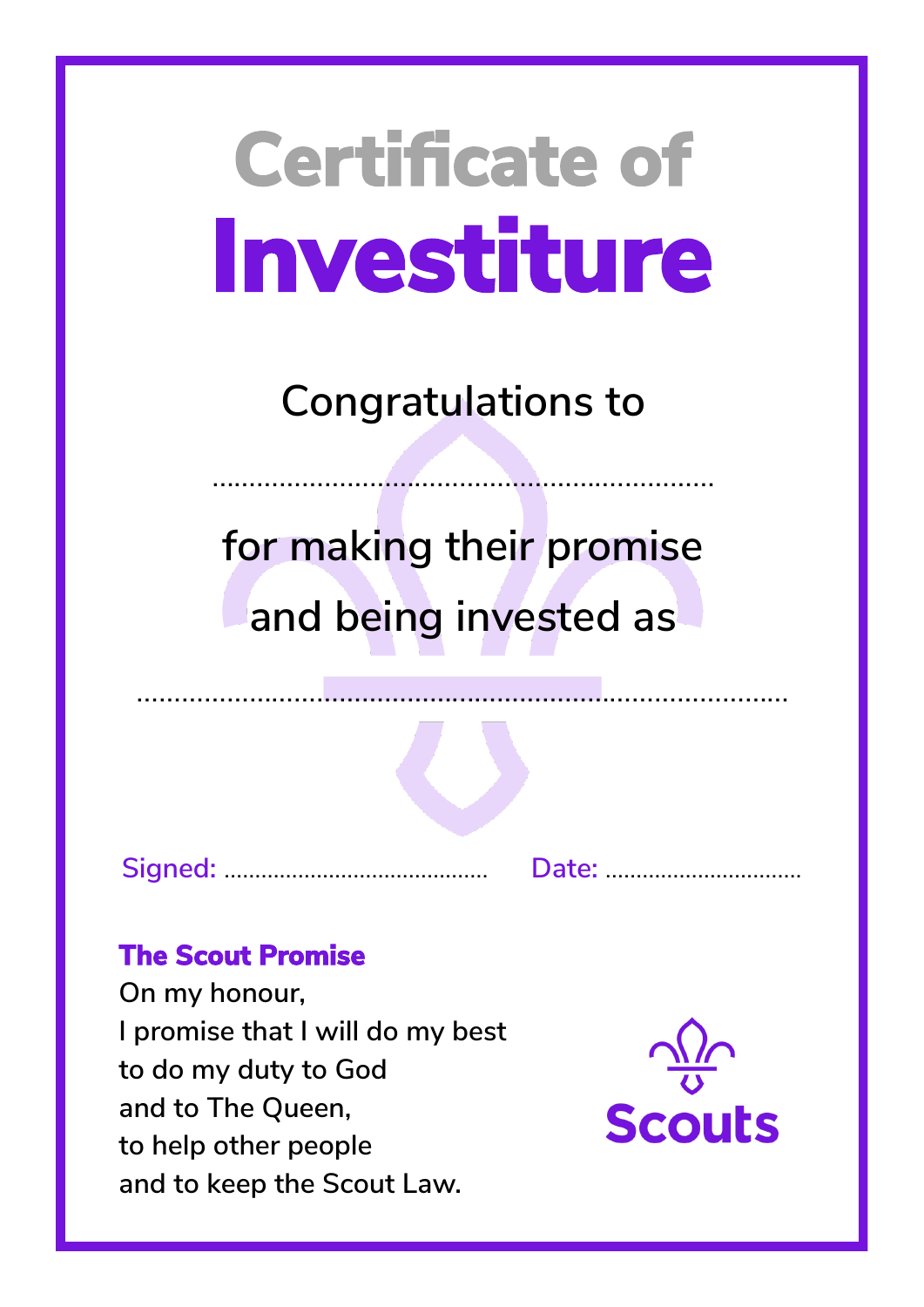# Certificate of Investiture

Congratulations to

..................................................................

for making their promise
and being invested as

........................................................................................

Signed: ........................................... Date: ...............................

**The Scout Promise**

On my honour,
I promise that I will do my best
to do my duty to God
and to The Queen,
to help other people
and to keep the Scout Law.

Scouts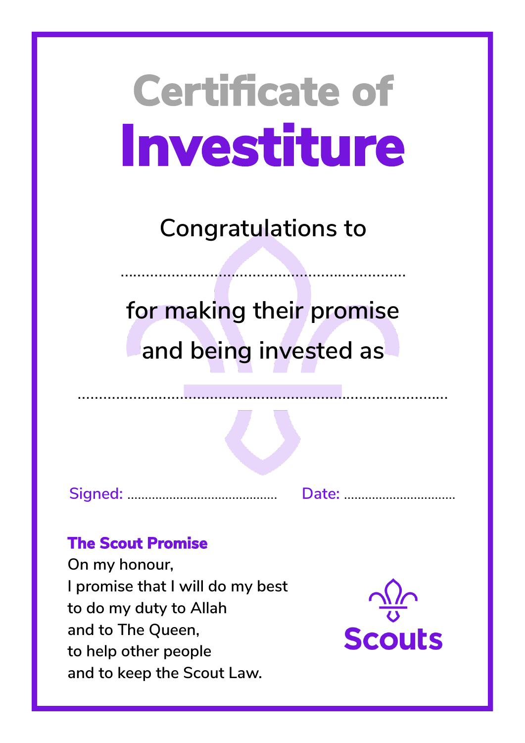# Certificate of Investiture

Congratulations to

..................................................................

for making their promise and being invested as

......................................................................................

Signed: ........................................ Date: ...............................

**The Scout Promise**

On my honour,
I promise that I will do my best
to do my duty to Allah
and to The Queen,
to help other people
and to keep the Scout Law.

Scouts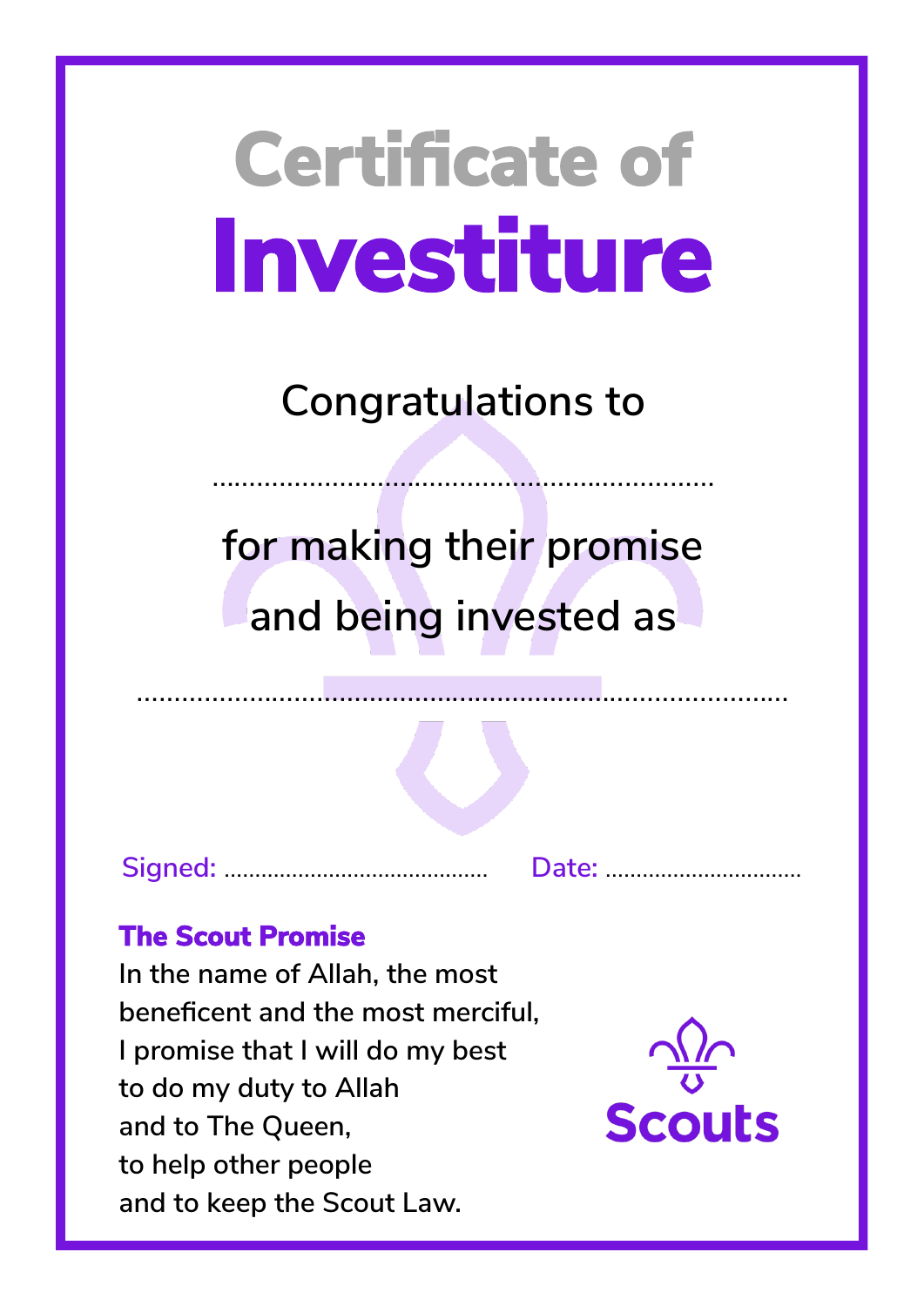# Certificate of Investiture

Congratulations to

..................................................................

for making their promise and being invested as

......................................................................................

Signed: ........................................... Date: ..................................

**The Scout Promise**

In the name of Allah, the most beneficent and the most merciful,
I promise that I will do my best
to do my duty to Allah
and to The Queen,
to help other people
and to keep the Scout Law.

Scouts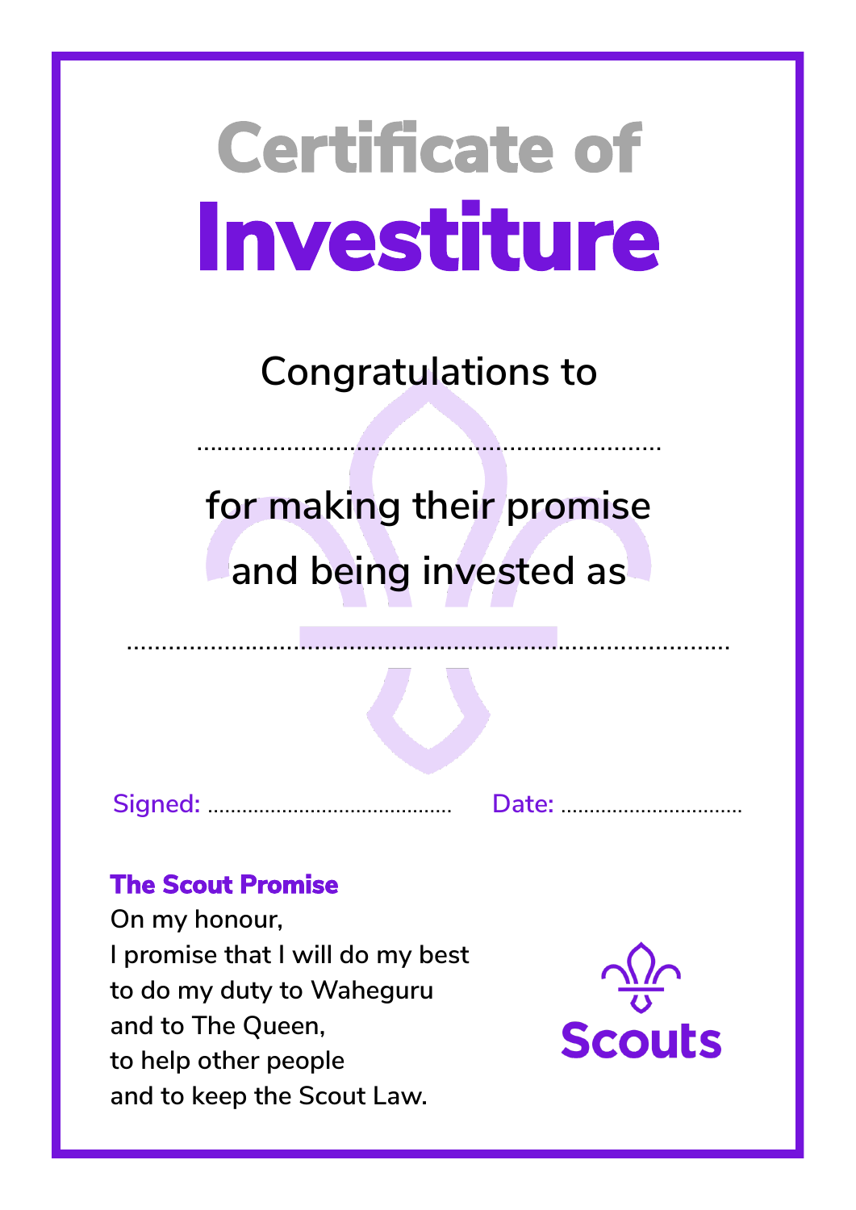# Certificate of Investiture

Congratulations to

..................................................................

for making their promise and being invested as

....................................................................................

Signed: ........................................ Date: ...............................

**The Scout Promise**

On my honour,
I promise that I will do my best
to do my duty to Waheguru
and to The Queen,
to help other people
and to keep the Scout Law.

Scouts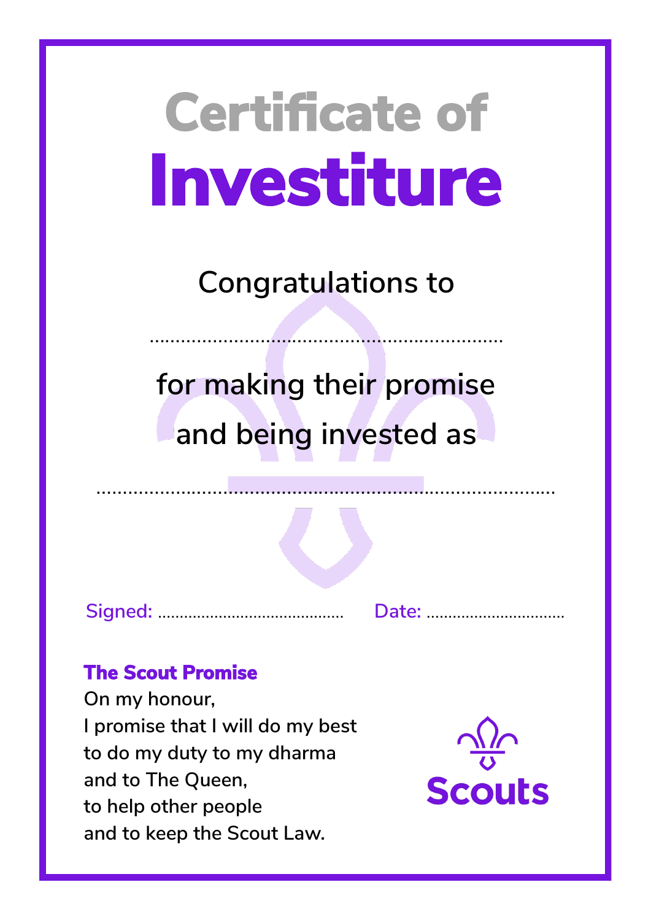# Certificate of Investiture

Congratulations to

.................................................................

for making their promise and being invested as

....................................................................................

Signed: .........................................  Date: ...............................

**The Scout Promise**

On my honour,
I promise that I will do my best
to do my duty to my dharma
and to The Queen,
to help other people
and to keep the Scout Law.

Scouts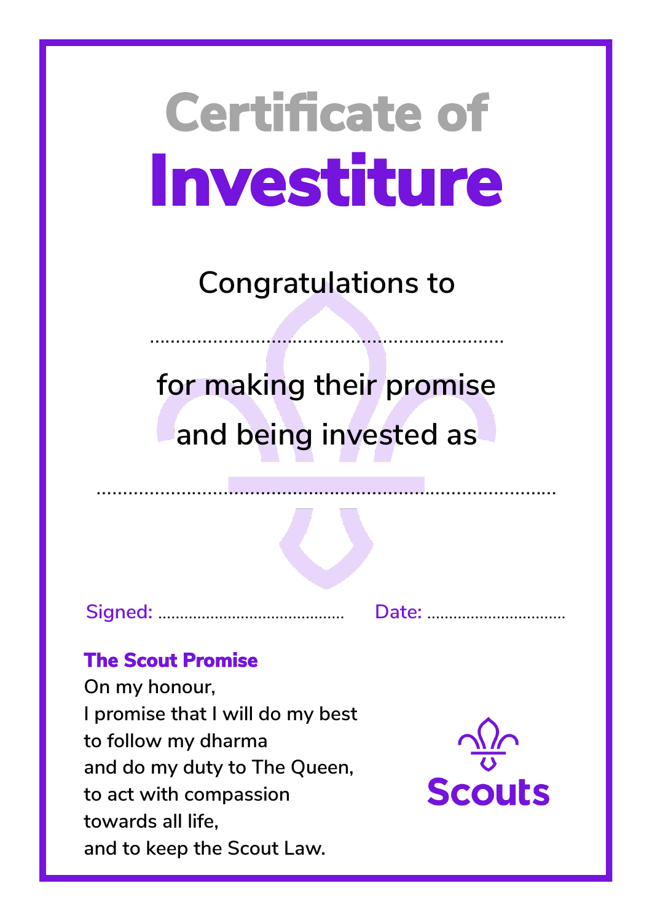# Certificate of Investiture

Congratulations to

..................................................................

for making their promise

and being invested as

.......................................................................................

Signed: ..........................................    Date: ...............................

**The Scout Promise**

On my honour,
I promise that I will do my best
to follow my dharma
and do my duty to The Queen,
to act with compassion
towards all life,
and to keep the Scout Law.

Scouts